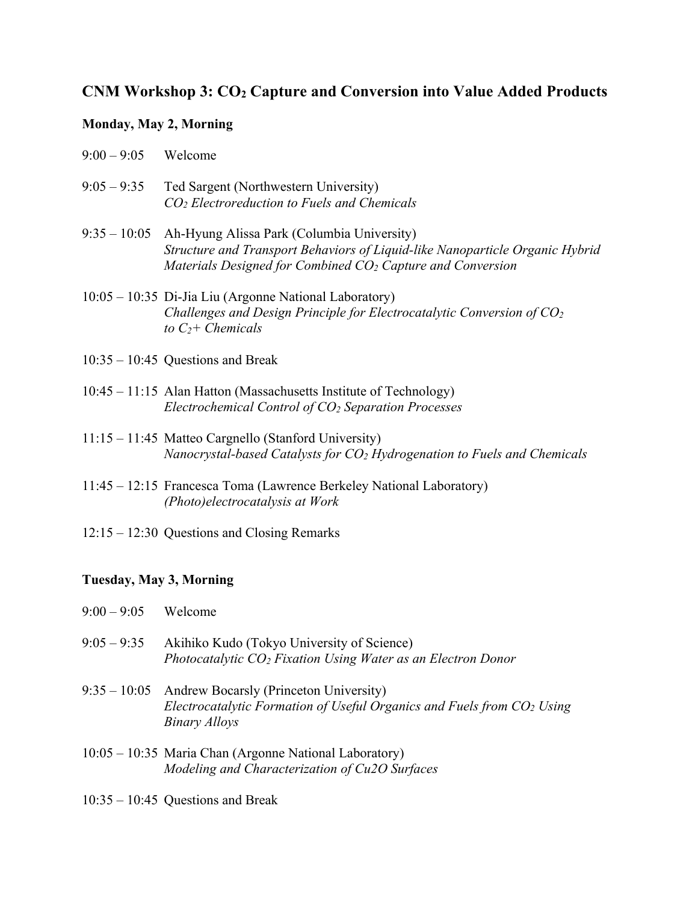## CNM Workshop 3: $CO_2$ Capture and Conversion into Value Added Products

### Monday, May 2, Morning

9:00 – 9:05 Welcome

9:05 – 9:35 Ted Sargent (Northwestern University)
*$CO_2$ Electroreduction to Fuels and Chemicals*

9:35 – 10:05 Ah-Hyung Alissa Park (Columbia University)
*Structure and Transport Behaviors of Liquid-like Nanoparticle Organic Hybrid Materials Designed for Combined $CO_2$ Capture and Conversion*

10:05 – 10:35 Di-Jia Liu (Argonne National Laboratory)
*Challenges and Design Principle for Electrocatalytic Conversion of $CO_2$ to $C_2$+ Chemicals*

10:35 – 10:45 Questions and Break

10:45 – 11:15 Alan Hatton (Massachusetts Institute of Technology)
*Electrochemical Control of $CO_2$ Separation Processes*

11:15 – 11:45 Matteo Cargnello (Stanford University)
*Nanocrystal-based Catalysts for $CO_2$ Hydrogenation to Fuels and Chemicals*

11:45 – 12:15 Francesca Toma (Lawrence Berkeley National Laboratory)
*(Photo)electrocatalysis at Work*

12:15 – 12:30 Questions and Closing Remarks

### Tuesday, May 3, Morning

9:00 – 9:05 Welcome

9:05 – 9:35 Akihiko Kudo (Tokyo University of Science)
*Photocatalytic $CO_2$ Fixation Using Water as an Electron Donor*

9:35 – 10:05 Andrew Bocarsly (Princeton University)
*Electrocatalytic Formation of Useful Organics and Fuels from $CO_2$ Using Binary Alloys*

10:05 – 10:35 Maria Chan (Argonne National Laboratory)
*Modeling and Characterization of Cu2O Surfaces*

10:35 – 10:45 Questions and Break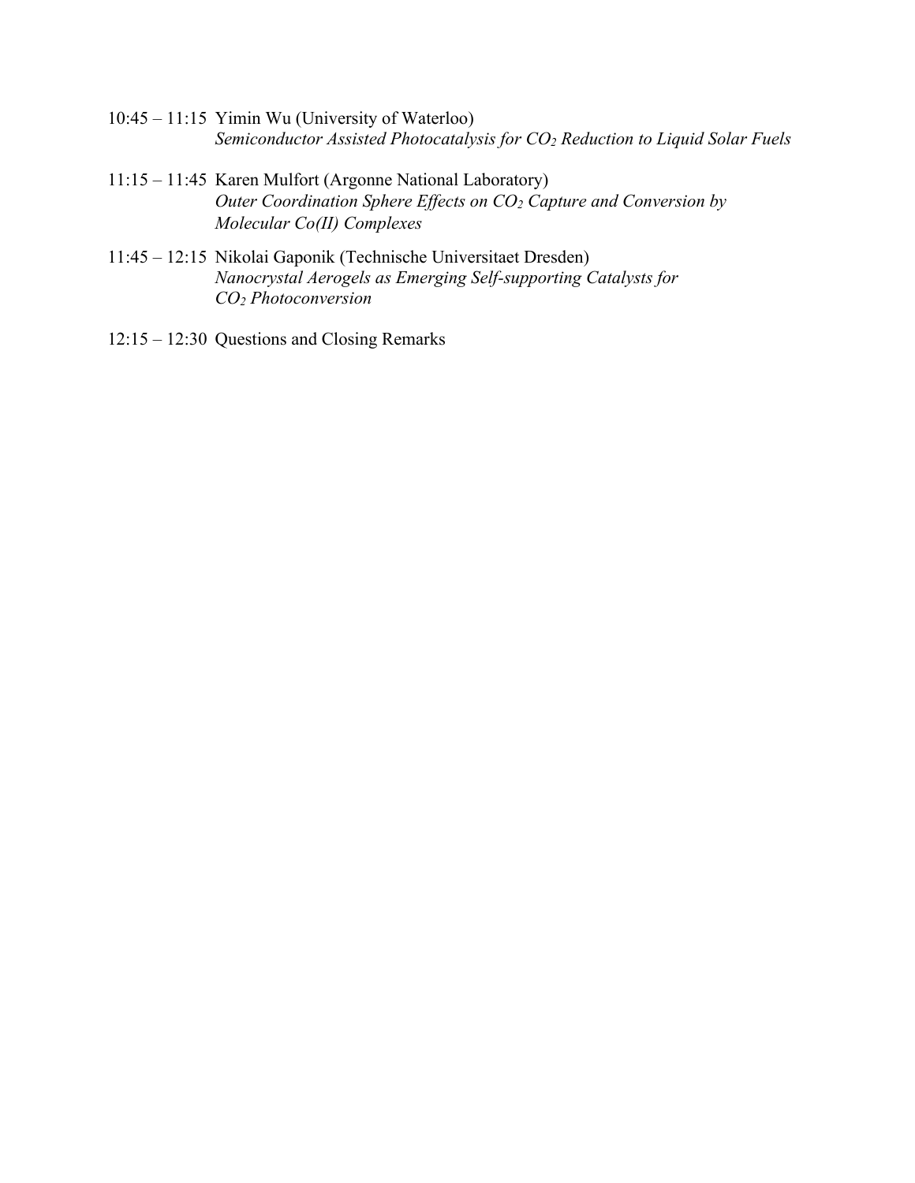10:45 – 11:15 Yimin Wu (University of Waterloo)
*Semiconductor Assisted Photocatalysis for $CO_2$ Reduction to Liquid Solar Fuels*

11:15 – 11:45 Karen Mulfort (Argonne National Laboratory)
*Outer Coordination Sphere Effects on $CO_2$ Capture and Conversion by Molecular Co(II) Complexes*

11:45 – 12:15 Nikolai Gaponik (Technische Universitaet Dresden)
*Nanocrystal Aerogels as Emerging Self-supporting Catalysts for $CO_2$ Photoconversion*

12:15 – 12:30 Questions and Closing Remarks